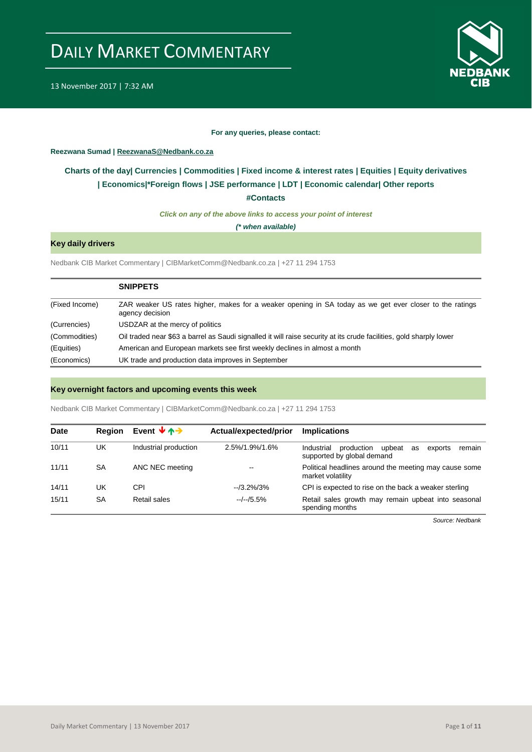# DAILY MARKET COMMENTARY

13 November 2017 | 7:32 AM

**For any queries, please contact:**

**Reezwana Sumad | ReezwanaS@Nedbank.co.za**

**Charts of the day| Currencies | Commodities | Fixed income & interest rates | Equities | Equity derivatives | Economics|*Foreign flows | JSE performance | LDT | Economic calendar| Other reports**

**#Contacts**

***Click on any of the above links to access your point of interest***

***(* when available)***

## Key daily drivers

Nedbank CIB Market Commentary | CIBMarketComm@Nedbank.co.za | +27 11 294 1753

| | **SNIPPETS** |
|---|---|
| (Fixed Income) | ZAR weaker US rates higher, makes for a weaker opening in SA today as we get ever closer to the ratings agency decision |
| (Currencies) | USDZAR at the mercy of politics |
| (Commodities) | Oil traded near $63 a barrel as Saudi signalled it will raise security at its crude facilities, gold sharply lower |
| (Equities) | American and European markets see first weekly declines in almost a month |
| (Economics) | UK trade and production data improves in September |

## Key overnight factors and upcoming events this week

Nedbank CIB Market Commentary | CIBMarketComm@Nedbank.co.za | +27 11 294 1753

| Date | Region | Event ↓↑→ | Actual/expected/prior | Implications |
|---|---|---|---|---|
| 10/11 | UK | Industrial production | 2.5%/1.9%/1.6% | Industrial production upbeat as exports remain supported by global demand |
| 11/11 | SA | ANC NEC meeting | -- | Political headlines around the meeting may cause some market volatility |
| 14/11 | UK | CPI | --/3.2%/3% | CPI is expected to rise on the back a weaker sterling |
| 15/11 | SA | Retail sales | --/--/5.5% | Retail sales growth may remain upbeat into seasonal spending months |

*Source: Nedbank*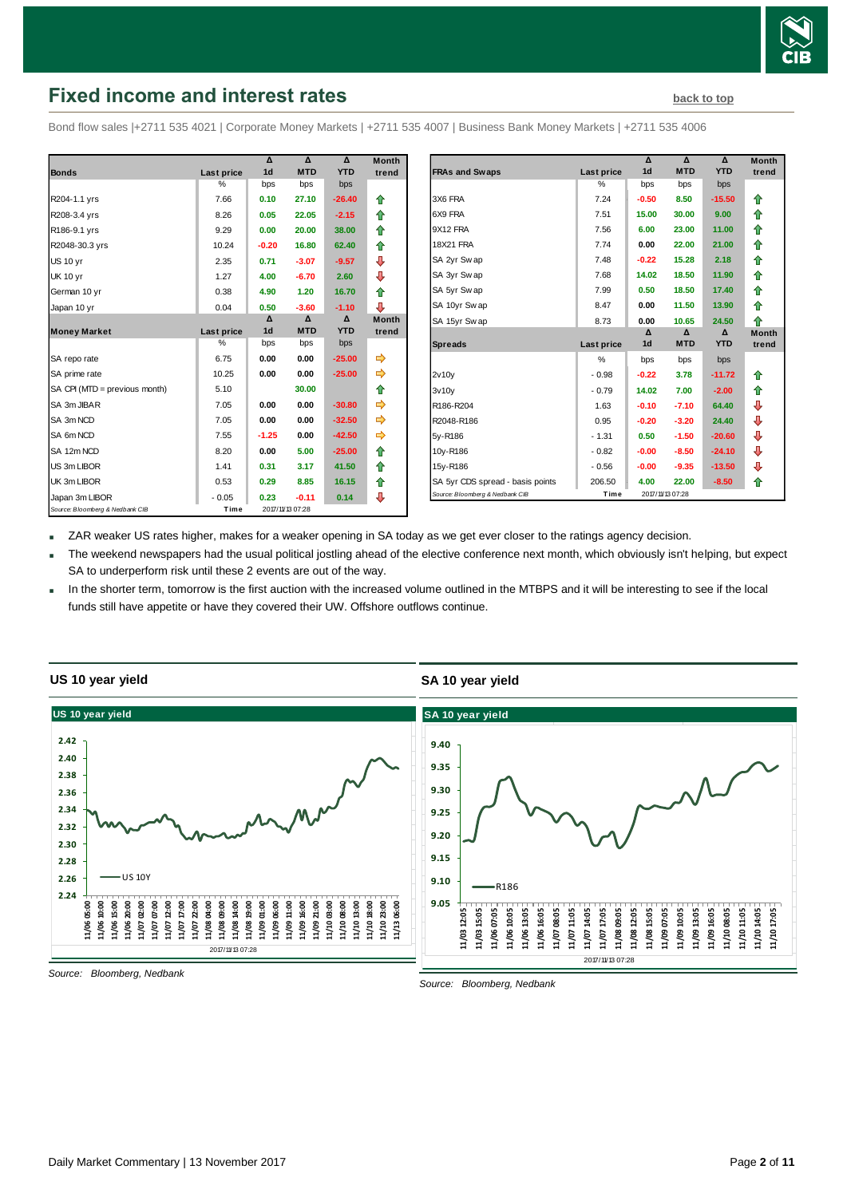## Fixed income and interest rates

back to top

Bond flow sales |+2711 535 4021 | Corporate Money Markets | +2711 535 4007 | Business Bank Money Markets | +2711 535 4006

| Bonds | Last price | Δ 1d | Δ MTD | Δ YTD | Month trend |
|---|---|---|---|---|---|
| | % | bps | bps | bps | |
| R204-1.1 yrs | 7.66 | 0.10 | 27.10 | -26.40 | ⇧ |
| R208-3.4 yrs | 8.26 | 0.05 | 22.05 | -2.15 | ⇧ |
| R186-9.1 yrs | 9.29 | 0.00 | 20.00 | 38.00 | ⇧ |
| R2048-30.3 yrs | 10.24 | -0.20 | 16.80 | 62.40 | ⇧ |
| US 10 yr | 2.35 | 0.71 | -3.07 | -9.57 | ⇩ |
| UK 10 yr | 1.27 | 4.00 | -6.70 | -1.10 | ⇩ |
| German 10 yr | 0.38 | 4.90 | 1.20 | 16.70 | ⇧ |
| Japan 10 yr | 0.04 | 0.50 | -3.60 | -1.10 | ⇩ |
| **Money Market** | **Last price** | **Δ 1d** | **Δ MTD** | **Δ YTD** | **Month trend** |
| | % | bps | bps | bps | |
| SA repo rate | 6.75 | 0.00 | 0.00 | -25.00 | ⇨ |
| SA prime rate | 10.25 | 0.00 | 0.00 | -25.00 | ⇨ |
| SA CPI (MTD = previous month) | 5.10 | | 30.00 | | ⇧ |
| SA 3m JIBAR | 7.05 | 0.00 | 0.00 | -30.80 | ⇨ |
| SA 3m NCD | 7.05 | 0.00 | 0.00 | -32.50 | ⇨ |
| SA 6m NCD | 7.55 | -1.25 | 0.00 | -42.50 | ⇨ |
| SA 12m NCD | 8.20 | 0.00 | 5.00 | -25.00 | ⇧ |
| US 3m LIBOR | 1.41 | 0.31 | 3.17 | 41.50 | ⇧ |
| UK 3m LIBOR | 0.53 | 0.29 | 8.85 | 16.15 | ⇧ |
| Japan 3m LIBOR | -0.05 | 0.23 | -0.11 | 0.14 | ⇩ |
| Source: Bloomberg & Nedbank CIB | Time | 2017/11/13 07:28 | | | |

| FRAs and Swaps | Last price | Δ 1d | Δ MTD | Δ YTD | Month trend |
|---|---|---|---|---|---|
| | % | bps | bps | bps | |
| 3X6 FRA | 7.24 | -0.50 | 8.50 | -15.50 | ⇧ |
| 6X9 FRA | 7.51 | 15.00 | 30.00 | 9.00 | ⇧ |
| 9X12 FRA | 7.56 | 6.00 | 23.00 | 11.00 | ⇧ |
| 18X21 FRA | 7.74 | 0.00 | 22.00 | 21.00 | ⇧ |
| SA 2yr Swap | 7.48 | -0.22 | 15.28 | 2.18 | ⇧ |
| SA 3yr Swap | 7.68 | 14.02 | 18.50 | 11.90 | ⇧ |
| SA 5yr Swap | 7.99 | 0.50 | 18.50 | 17.40 | ⇧ |
| SA 10yr Swap | 8.47 | 0.00 | 11.50 | 13.90 | ⇧ |
| SA 15yr Swap | 8.73 | 0.00 | 10.65 | 24.50 | ⇧ |
| **Spreads** | **Last price** | **Δ 1d** | **Δ MTD** | **Δ YTD** | **Month trend** |
| | % | bps | bps | bps | |
| 2v10y | -0.98 | -0.22 | 3.78 | -11.72 | ⇧ |
| 3v10y | -0.79 | 14.02 | 7.00 | -2.00 | ⇧ |
| R186-R204 | 1.63 | -0.10 | -7.10 | 64.40 | ⇩ |
| R2048-R186 | 0.95 | -0.20 | -3.20 | 24.40 | ⇩ |
| 5y-R186 | -1.31 | 0.50 | -1.50 | -20.60 | ⇩ |
| 10y-R186 | -0.82 | -0.00 | -8.50 | -24.10 | ⇩ |
| 15y-R186 | -0.56 | -0.00 | -9.35 | -13.50 | ⇩ |
| SA 5yr CDS spread - basis points | 206.50 | 4.00 | 22.00 | -8.50 | ⇧ |
| Source: Bloomberg & Nedbank CIB | Time | 2017/11/13 07:28 | | | |

- ZAR weaker US rates higher, makes for a weaker opening in SA today as we get ever closer to the ratings agency decision.
- The weekend newspapers had the usual political jostling ahead of the elective conference next month, which obviously isn't helping, but expect SA to underperform risk until these 2 events are out of the way.
- In the shorter term, tomorrow is the first auction with the increased volume outlined in the MTBPS and it will be interesting to see if the local funds still have appetite or have they covered their UW. Offshore outflows continue.

### US 10 year yield

Source: Bloomberg, Nedbank

### SA 10 year yield

Source: Bloomberg, Nedbank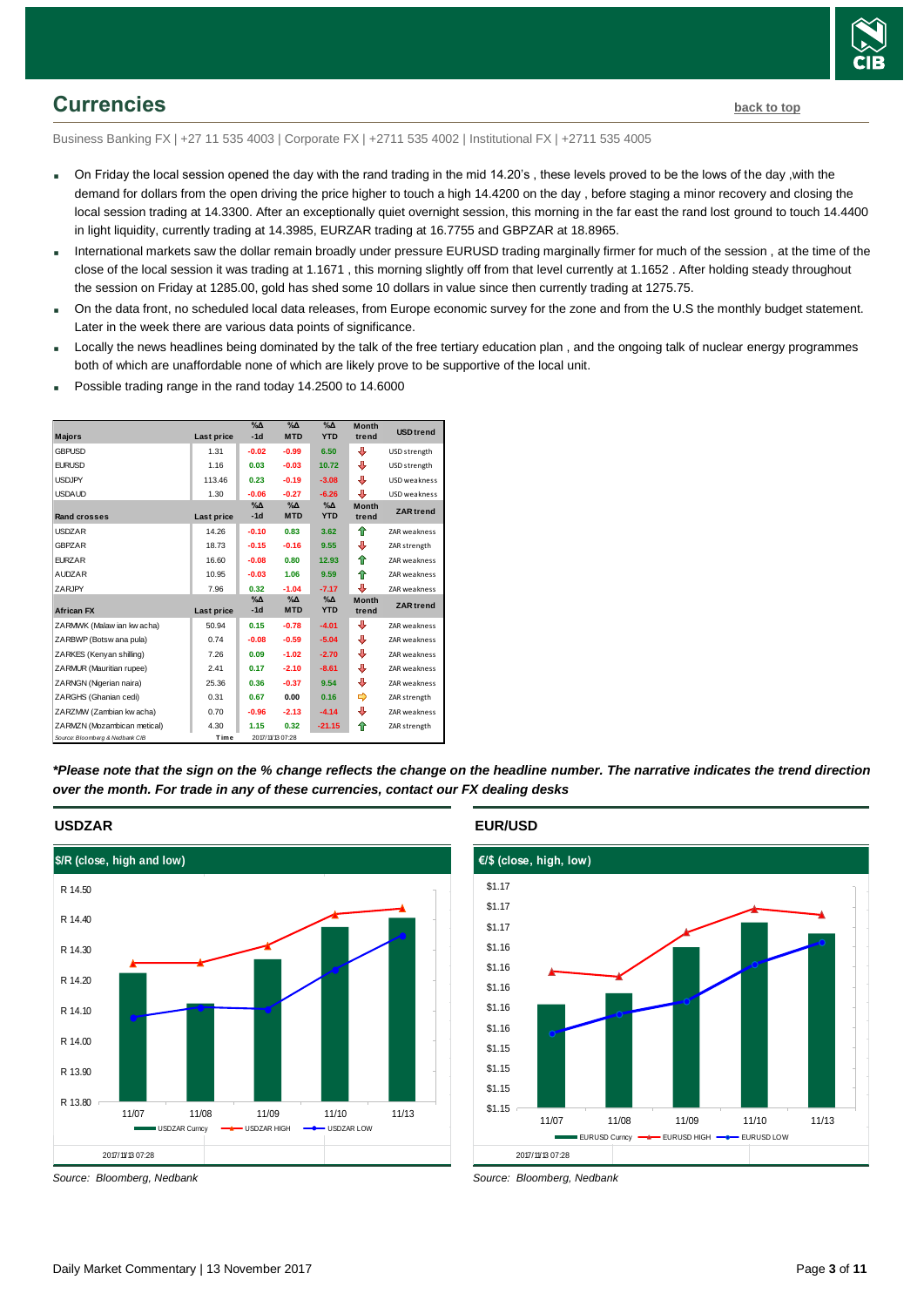## Currencies

back to top

Business Banking FX | +27 11 535 4003 | Corporate FX | +2711 535 4002 | Institutional FX | +2711 535 4005

- On Friday the local session opened the day with the rand trading in the mid 14.20's , these levels proved to be the lows of the day ,with the demand for dollars from the open driving the price higher to touch a high 14.4200 on the day , before staging a minor recovery and closing the local session trading at 14.3300. After an exceptionally quiet overnight session, this morning in the far east the rand lost ground to touch 14.4400 in light liquidity, currently trading at 14.3985, EURZAR trading at 16.7755 and GBPZAR at 18.8965.
- International markets saw the dollar remain broadly under pressure EURUSD trading marginally firmer for much of the session , at the time of the close of the local session it was trading at 1.1671 , this morning slightly off from that level currently at 1.1652 . After holding steady throughout the session on Friday at 1285.00, gold has shed some 10 dollars in value since then currently trading at 1275.75.
- On the data front, no scheduled local data releases, from Europe economic survey for the zone and from the U.S the monthly budget statement. Later in the week there are various data points of significance.
- Locally the news headlines being dominated by the talk of the free tertiary education plan , and the ongoing talk of nuclear energy programmes both of which are unaffordable none of which are likely prove to be supportive of the local unit.
- Possible trading range in the rand today 14.2500 to 14.6000

| Majors | Last price | %Δ -1d | %Δ MTD | %Δ YTD | Month trend | USD trend |
|---|---|---|---|---|---|---|
| GBPUSD | 1.31 | -0.02 | -0.99 | 6.50 | ⇩ | USD strength |
| EURUSD | 1.16 | 0.03 | -0.03 | 10.72 | ⇩ | USD strength |
| USDJPY | 113.46 | 0.23 | -0.19 | -3.08 | ⇩ | USD weakness |
| USDAUD | 1.30 | -0.06 | -0.27 | -6.26 | ⇩ | USD weakness |
| **Rand crosses** | **Last price** | **%Δ -1d** | **%Δ MTD** | **%Δ YTD** | **Month trend** | **ZAR trend** |
| USDZAR | 14.26 | -0.10 | 0.83 | 3.62 | ⇧ | ZAR weakness |
| GBPZAR | 18.73 | -0.15 | -0.16 | 9.55 | ⇩ | ZAR strength |
| EURZAR | 16.60 | -0.08 | 0.80 | 12.93 | ⇧ | ZAR weakness |
| AUDZAR | 10.95 | -0.03 | 1.06 | 9.59 | ⇧ | ZAR weakness |
| ZARJPY | 7.96 | 0.32 | -1.04 | -7.17 | ⇩ | ZAR weakness |
| **African FX** | **Last price** | **%Δ -1d** | **%Δ MTD** | **%Δ YTD** | **Month trend** | **ZAR trend** |
| ZARMWK (Malawian kwacha) | 50.94 | 0.15 | -0.78 | -4.01 | ⇩ | ZAR weakness |
| ZARBWP (Botswana pula) | 0.74 | -0.08 | -0.59 | -5.04 | ⇩ | ZAR weakness |
| ZARKES (Kenyan shilling) | 7.26 | 0.09 | -1.02 | -2.70 | ⇩ | ZAR weakness |
| ZARMUR (Mauritian rupee) | 2.41 | 0.17 | -2.10 | -8.61 | ⇩ | ZAR weakness |
| ZARNGN (Nigerian naira) | 25.36 | 0.36 | -0.37 | 9.54 | ⇩ | ZAR weakness |
| ZARGHS (Ghanian cedi) | 0.31 | 0.67 | 0.00 | 0.16 | ⇨ | ZAR strength |
| ZARZMW (Zambian kwacha) | 0.70 | -0.96 | -2.13 | -4.14 | ⇩ | ZAR weakness |
| ZARMZN (Mozambican metical) | 4.30 | 1.15 | 0.32 | -21.15 | ⇧ | ZAR strength |

Source: Bloomberg & Nedbank CIB | Time 2017/11/13 07:28

***Please note that the sign on the % change reflects the change on the headline number. The narrative indicates the trend direction over the month. For trade in any of these currencies, contact our FX dealing desks***

### USDZAR

$/R (close, high and low)

*Source: Bloomberg, Nedbank*

### EUR/USD

€/$ (close, high, low)

*Source: Bloomberg, Nedbank*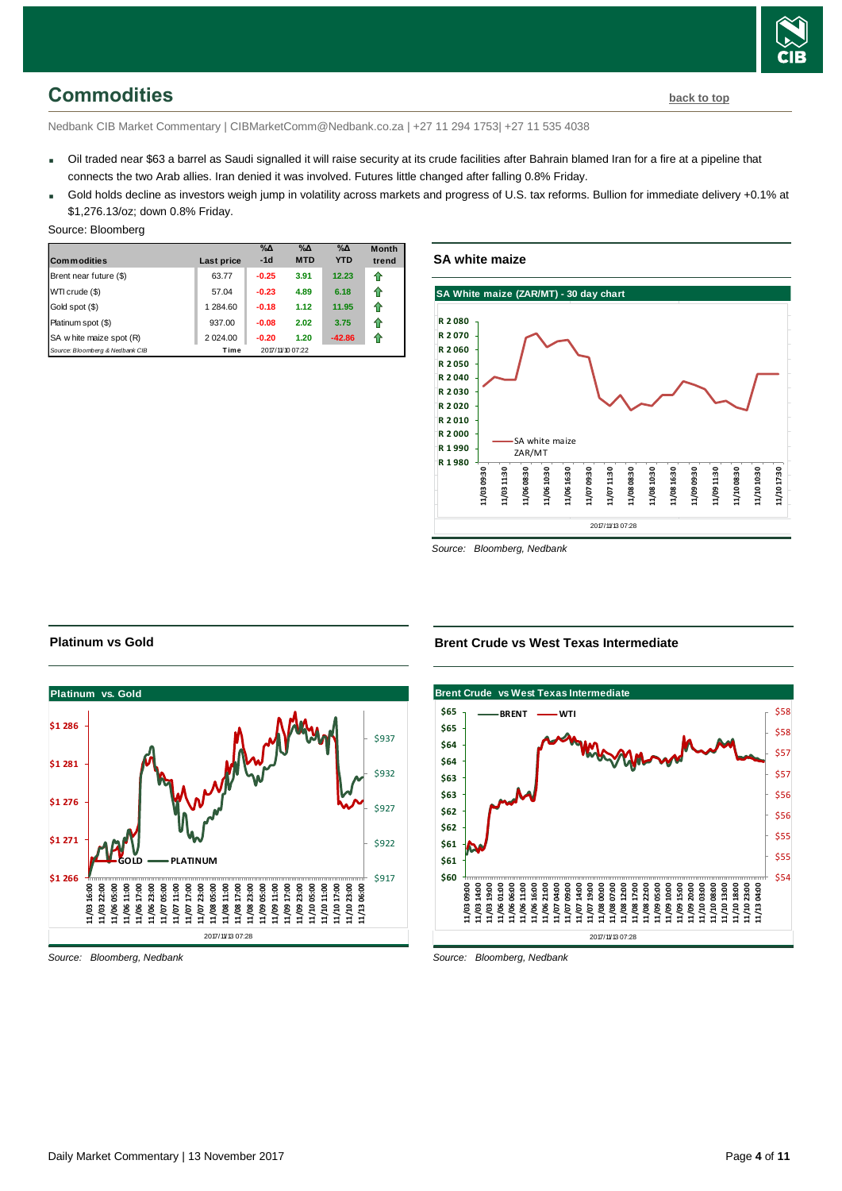## Commodities

back to top

Nedbank CIB Market Commentary | CIBMarketComm@Nedbank.co.za | +27 11 294 1753| +27 11 535 4038

- Oil traded near $63 a barrel as Saudi signalled it will raise security at its crude facilities after Bahrain blamed Iran for a fire at a pipeline that connects the two Arab allies. Iran denied it was involved. Futures little changed after falling 0.8% Friday.
- Gold holds decline as investors weigh jump in volatility across markets and progress of U.S. tax reforms. Bullion for immediate delivery +0.1% at $1,276.13/oz; down 0.8% Friday.

Source: Bloomberg

| Commodities | Last price | %Δ -1d | %Δ MTD | %Δ YTD | Month trend |
|---|---|---|---|---|---|
| Brent near future ($) | 63.77 | -0.25 | 3.91 | 12.23 | ⇧ |
| WTI crude ($) | 57.04 | -0.23 | 4.89 | 6.18 | ⇧ |
| Gold spot ($) | 1 284.60 | -0.18 | 1.12 | 11.95 | ⇧ |
| Platinum spot ($) | 937.00 | -0.08 | 2.02 | 3.75 | ⇧ |
| SA white maize spot (R) | 2 024.00 | -0.20 | 1.20 | -42.86 | ⇧ |
| Source: Bloomberg & Nedbank CIB | Time | 2017/11/10 07:22 | | | |

### SA white maize

Source: Bloomberg, Nedbank

### Platinum vs Gold

Source: Bloomberg, Nedbank

### Brent Crude vs West Texas Intermediate

Source: Bloomberg, Nedbank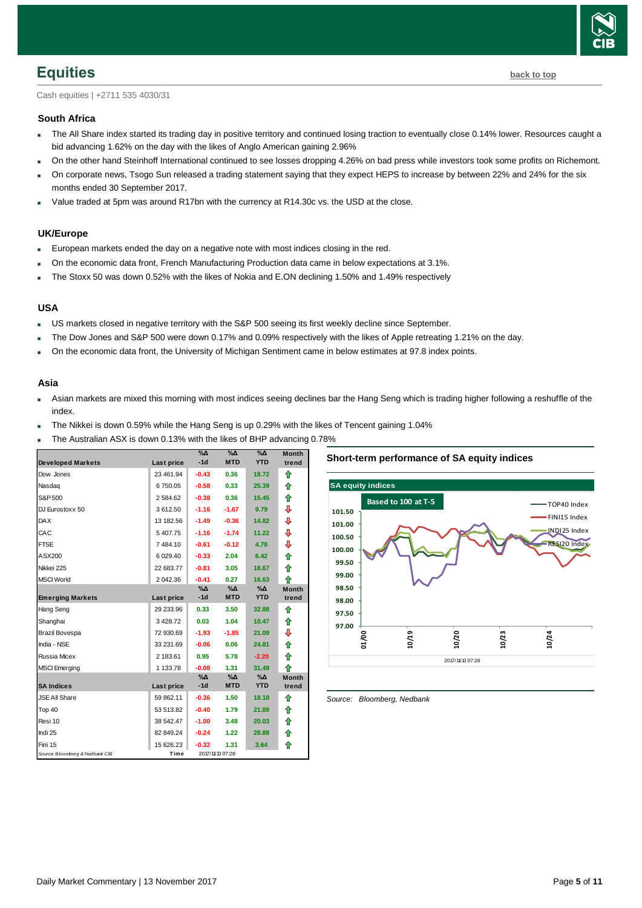## Equities

back to top

Cash equities | +2711 535 4030/31

### South Africa

- The All Share index started its trading day in positive territory and continued losing traction to eventually close 0.14% lower. Resources caught a bid advancing 1.62% on the day with the likes of Anglo American gaining 2.96%
- On the other hand Steinhoff International continued to see losses dropping 4.26% on bad press while investors took some profits on Richemont.
- On corporate news, Tsogo Sun released a trading statement saying that they expect HEPS to increase by between 22% and 24% for the six months ended 30 September 2017.
- Value traded at 5pm was around R17bn with the currency at R14.30c vs. the USD at the close.

### UK/Europe

- European markets ended the day on a negative note with most indices closing in the red.
- On the economic data front, French Manufacturing Production data came in below expectations at 3.1%.
- The Stoxx 50 was down 0.52% with the likes of Nokia and E.ON declining 1.50% and 1.49% respectively

### USA

- US markets closed in negative territory with the S&P 500 seeing its first weekly decline since September.
- The Dow Jones and S&P 500 were down 0.17% and 0.09% respectively with the likes of Apple retreating 1.21% on the day.
- On the economic data front, the University of Michigan Sentiment came in below estimates at 97.8 index points.

### Asia

- Asian markets are mixed this morning with most indices seeing declines bar the Hang Seng which is trading higher following a reshuffle of the index.
- The Nikkei is down 0.59% while the Hang Seng is up 0.29% with the likes of Tencent gaining 1.04%
- The Australian ASX is down 0.13% with the likes of BHP advancing 0.78%

| Developed Markets | Last price | %Δ -1d | %Δ MTD | %Δ YTD | Month trend |
|---|---|---|---|---|---|
| Dow Jones | 23 461.94 | -0.43 | 0.36 | 18.72 | ⇧ |
| Nasdaq | 6 750.05 | -0.58 | 0.33 | 25.39 | ⇧ |
| S&P 500 | 2 584.62 | -0.38 | 0.36 | 15.45 | ⇧ |
| DJ Eurostoxx 50 | 3 612.50 | -1.16 | -1.67 | 9.79 | ⇩ |
| DAX | 13 182.56 | -1.49 | -0.36 | 14.82 | ⇩ |
| CAC | 5 407.75 | -1.16 | -1.74 | 11.22 | ⇩ |
| FTSE | 7 484.10 | -0.61 | -0.12 | 4.78 | ⇩ |
| ASX200 | 6 029.40 | -0.33 | 2.04 | 6.42 | ⇧ |
| Nikkei 225 | 22 683.77 | -0.81 | 3.05 | 18.67 | ⇧ |
| MSCI World | 2 042.36 | -0.41 | 0.27 | 16.63 | ⇧ |
| **Emerging Markets** | **Last price** | **%Δ -1d** | **%Δ MTD** | **%Δ YTD** | **Month trend** |
| Hang Seng | 29 233.96 | 0.33 | 3.50 | 32.88 | ⇧ |
| Shanghai | 3 428.72 | 0.03 | 1.04 | 10.47 | ⇧ |
| Brazil Bovespa | 72 930.69 | -1.93 | -1.85 | 21.09 | ⇩ |
| India - NSE | 33 231.69 | -0.06 | 0.06 | 24.81 | ⇧ |
| Russia Micex | 2 183.61 | 0.95 | 5.78 | -2.20 | ⇧ |
| MSCI Emerging | 1 133.78 | -0.08 | 1.31 | 31.49 | ⇧ |
| **SA Indices** | **Last price** | **%Δ -1d** | **%Δ MTD** | **%Δ YTD** | **Month trend** |
| JSE All Share | 59 862.11 | -0.36 | 1.50 | 18.18 | ⇧ |
| Top 40 | 53 513.82 | -0.40 | 1.79 | 21.89 | ⇧ |
| Resi 10 | 38 542.47 | -1.00 | 3.48 | 20.03 | ⇧ |
| Indi 25 | 82 849.24 | -0.24 | 1.22 | 28.88 | ⇧ |
| Fini 15 | 15 626.23 | -0.32 | 1.31 | 3.64 | ⇧ |

Source: Bloomberg & Nedbank CIB | Time 2017/11/13 07:28

**Short-term performance of SA equity indices**

Source: Bloomberg, Nedbank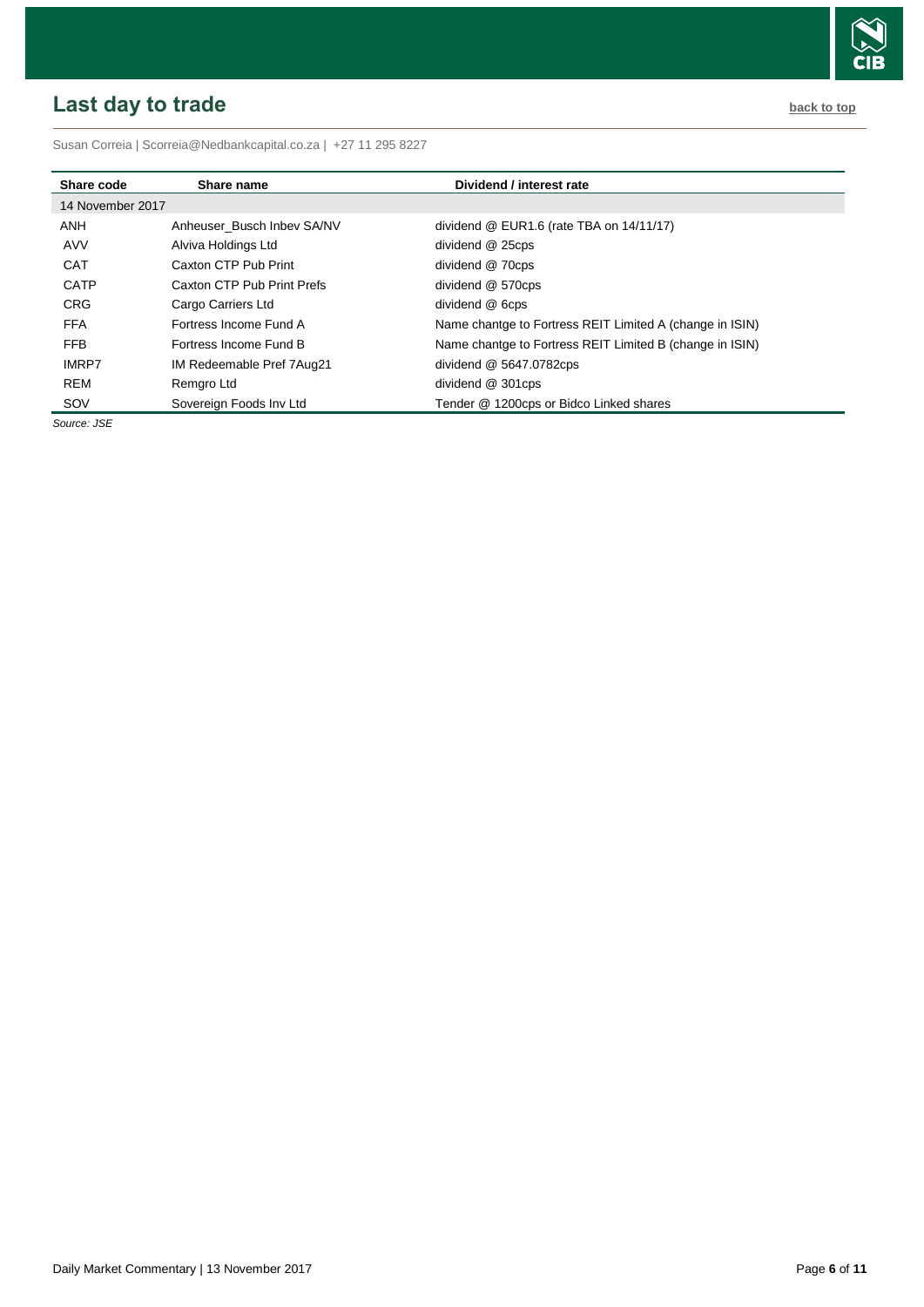## Last day to trade

back to top

Susan Correia | Scorreia@Nedbankcapital.co.za | +27 11 295 8227

| Share code | Share name | Dividend / interest rate |
|---|---|---|
| 14 November 2017 | | |
| ANH | Anheuser_Busch Inbev SA/NV | dividend @ EUR1.6 (rate TBA on 14/11/17) |
| AVV | Alviva Holdings Ltd | dividend @ 25cps |
| CAT | Caxton CTP Pub Print | dividend @ 70cps |
| CATP | Caxton CTP Pub Print Prefs | dividend @ 570cps |
| CRG | Cargo Carriers Ltd | dividend @ 6cps |
| FFA | Fortress Income Fund A | Name chantge to Fortress REIT Limited A (change in ISIN) |
| FFB | Fortress Income Fund B | Name chantge to Fortress REIT Limited B (change in ISIN) |
| IMRP7 | IM Redeemable Pref 7Aug21 | dividend @ 5647.0782cps |
| REM | Remgro Ltd | dividend @ 301cps |
| SOV | Sovereign Foods Inv Ltd | Tender @ 1200cps or Bidco Linked shares |

*Source: JSE*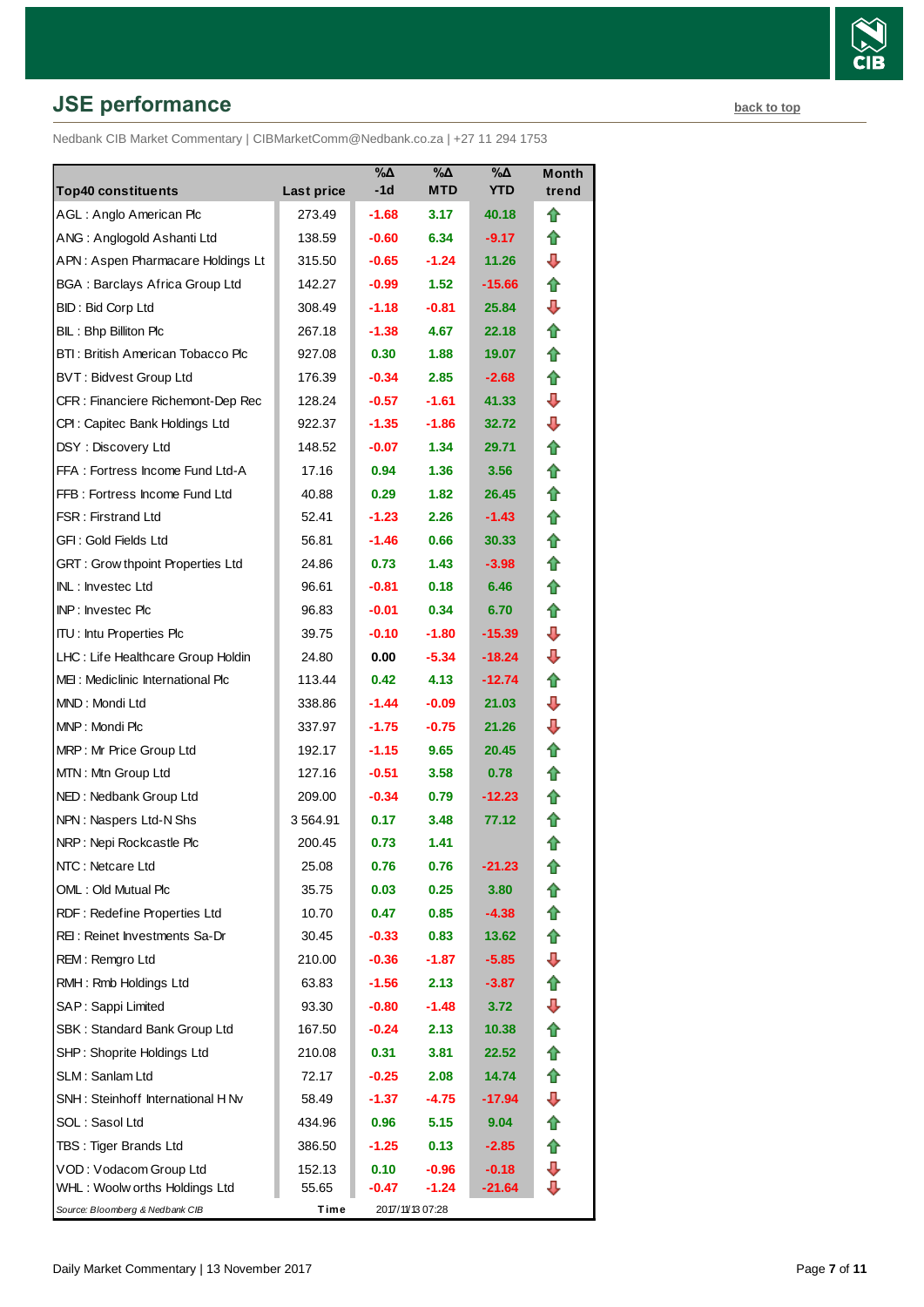## JSE performance

back to top

Nedbank CIB Market Commentary | CIBMarketComm@Nedbank.co.za | +27 11 294 1753

| Top40 constituents | Last price | %Δ -1d | %Δ MTD | %Δ YTD | Month trend |
|---|---|---|---|---|---|
| AGL : Anglo American Plc | 273.49 | -1.68 | 3.17 | 40.18 | ⇧ |
| ANG : Anglogold Ashanti Ltd | 138.59 | -0.60 | 6.34 | -9.17 | ⇧ |
| APN : Aspen Pharmacare Holdings Lt | 315.50 | -0.65 | -1.24 | 11.26 | ⇩ |
| BGA : Barclays Africa Group Ltd | 142.27 | -0.99 | 1.52 | -15.66 | ⇧ |
| BID : Bid Corp Ltd | 308.49 | -1.18 | -0.81 | 25.84 | ⇩ |
| BIL : Bhp Billiton Plc | 267.18 | -1.38 | 4.67 | 22.18 | ⇧ |
| BTI : British American Tobacco Plc | 927.08 | 0.30 | 1.88 | 19.07 | ⇧ |
| BVT : Bidvest Group Ltd | 176.39 | -0.34 | 2.85 | -2.68 | ⇧ |
| CFR : Financiere Richemont-Dep Rec | 128.24 | -0.57 | -1.61 | 41.33 | ⇩ |
| CPI : Capitec Bank Holdings Ltd | 922.37 | -1.35 | -1.86 | 32.72 | ⇩ |
| DSY : Discovery Ltd | 148.52 | -0.07 | 1.34 | 29.71 | ⇧ |
| FFA : Fortress Income Fund Ltd-A | 17.16 | 0.94 | 1.36 | 3.56 | ⇧ |
| FFB : Fortress Income Fund Ltd | 40.88 | 0.29 | 1.82 | 26.45 | ⇧ |
| FSR : Firstrand Ltd | 52.41 | -1.23 | 2.26 | -1.43 | ⇧ |
| GFI : Gold Fields Ltd | 56.81 | -1.46 | 0.66 | 30.33 | ⇧ |
| GRT : Growthpoint Properties Ltd | 24.86 | 0.73 | 1.43 | -3.98 | ⇧ |
| INL : Investec Ltd | 96.61 | -0.81 | 0.18 | 6.46 | ⇧ |
| INP : Investec Plc | 96.83 | -0.01 | 0.34 | 6.70 | ⇧ |
| ITU : Intu Properties Plc | 39.75 | -0.10 | -1.80 | -15.39 | ⇩ |
| LHC : Life Healthcare Group Holdin | 24.80 | 0.00 | -5.34 | -18.24 | ⇩ |
| MEI : Mediclinic International Plc | 113.44 | 0.42 | 4.13 | -12.74 | ⇧ |
| MND : Mondi Ltd | 338.86 | -1.44 | -0.09 | 21.03 | ⇩ |
| MNP : Mondi Plc | 337.97 | -1.75 | -0.75 | 21.26 | ⇩ |
| MRP : Mr Price Group Ltd | 192.17 | -1.15 | 9.65 | 20.45 | ⇧ |
| MTN : Mtn Group Ltd | 127.16 | -0.51 | 3.58 | 0.78 | ⇧ |
| NED : Nedbank Group Ltd | 209.00 | -0.34 | 0.79 | -12.23 | ⇧ |
| NPN : Naspers Ltd-N Shs | 3 564.91 | 0.17 | 3.48 | 77.12 | ⇧ |
| NRP : Nepi Rockcastle Plc | 200.45 | 0.73 | 1.41 | | ⇧ |
| NTC : Netcare Ltd | 25.08 | 0.76 | 0.76 | -21.23 | ⇧ |
| OML : Old Mutual Plc | 35.75 | 0.03 | 0.25 | 3.80 | ⇧ |
| RDF : Redefine Properties Ltd | 10.70 | 0.47 | 0.85 | -4.38 | ⇧ |
| REI : Reinet Investments Sa-Dr | 30.45 | -0.33 | 0.83 | 13.62 | ⇧ |
| REM : Remgro Ltd | 210.00 | -0.36 | -1.87 | -5.85 | ⇩ |
| RMH : Rmb Holdings Ltd | 63.83 | -1.56 | 2.13 | -3.87 | ⇧ |
| SAP : Sappi Limited | 93.30 | -0.80 | -1.48 | 3.72 | ⇩ |
| SBK : Standard Bank Group Ltd | 167.50 | -0.24 | 2.13 | 10.38 | ⇧ |
| SHP : Shoprite Holdings Ltd | 210.08 | 0.31 | 3.81 | 22.52 | ⇧ |
| SLM : Sanlam Ltd | 72.17 | -0.25 | 2.08 | 14.74 | ⇧ |
| SNH : Steinhoff International H Nv | 58.49 | -1.37 | -4.75 | -17.94 | ⇩ |
| SOL : Sasol Ltd | 434.96 | 0.96 | 5.15 | 9.04 | ⇧ |
| TBS : Tiger Brands Ltd | 386.50 | -1.25 | 0.13 | -2.85 | ⇧ |
| VOD : Vodacom Group Ltd | 152.13 | 0.10 | -0.96 | -0.18 | ⇩ |
| WHL : Woolworths Holdings Ltd | 55.65 | -0.47 | -1.24 | -21.64 | ⇩ |
| *Source: Bloomberg & Nedbank CIB* | Time | 2017/11/13 07:28 | | | |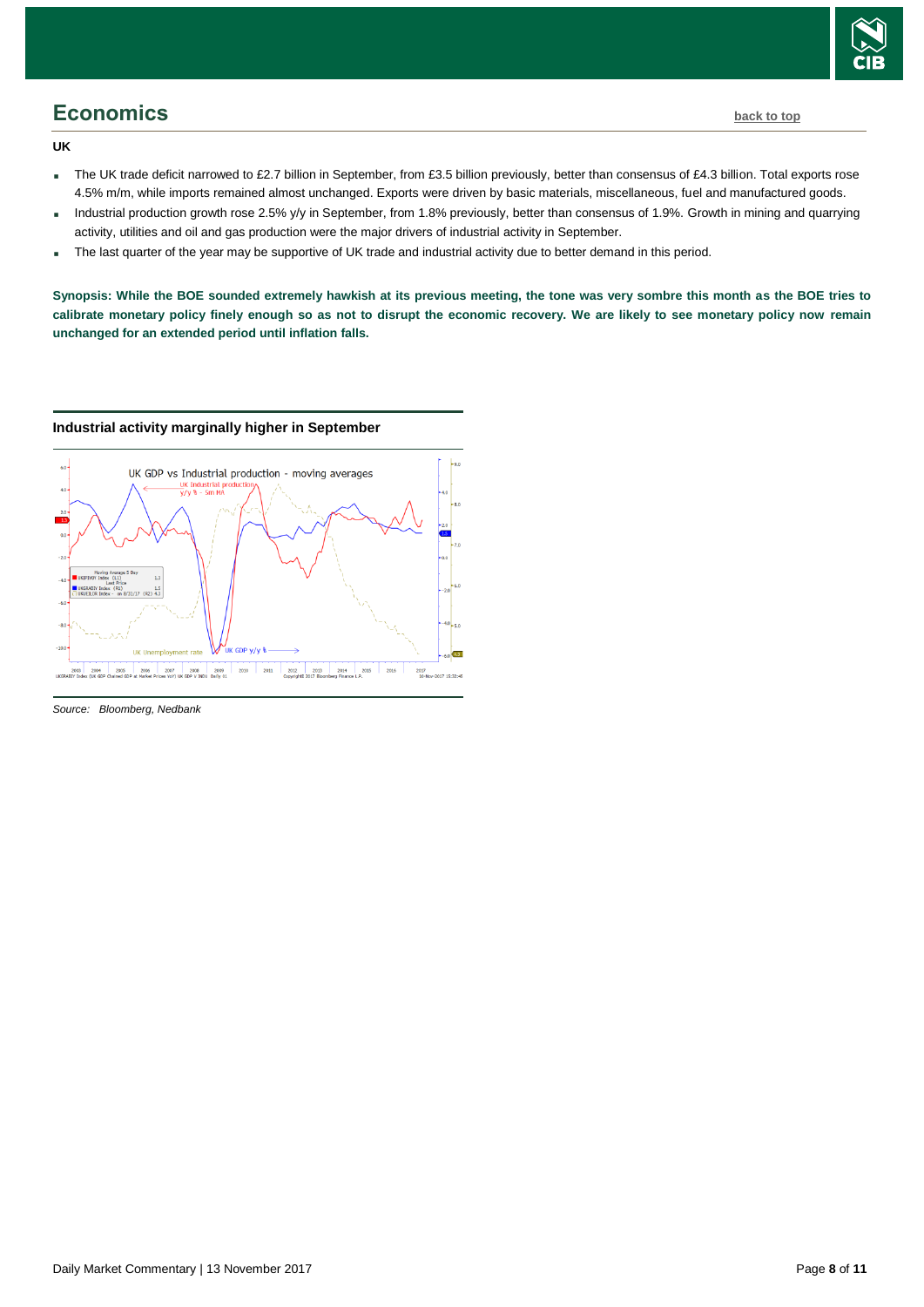## Economics

back to top

**UK**

- The UK trade deficit narrowed to £2.7 billion in September, from £3.5 billion previously, better than consensus of £4.3 billion. Total exports rose 4.5% m/m, while imports remained almost unchanged. Exports were driven by basic materials, miscellaneous, fuel and manufactured goods.
- Industrial production growth rose 2.5% y/y in September, from 1.8% previously, better than consensus of 1.9%. Growth in mining and quarrying activity, utilities and oil and gas production were the major drivers of industrial activity in September.
- The last quarter of the year may be supportive of UK trade and industrial activity due to better demand in this period.

**Synopsis: While the BOE sounded extremely hawkish at its previous meeting, the tone was very sombre this month as the BOE tries to calibrate monetary policy finely enough so as not to disrupt the economic recovery. We are likely to see monetary policy now remain unchanged for an extended period until inflation falls.**

**Industrial activity marginally higher in September**

*Source: Bloomberg, Nedbank*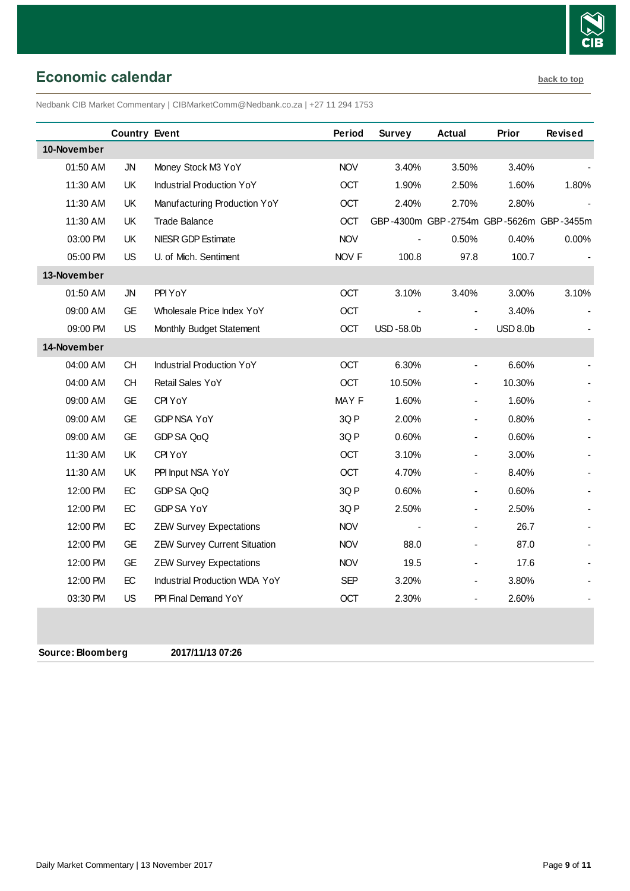## Economic calendar

back to top

Nedbank CIB Market Commentary | CIBMarketComm@Nedbank.co.za | +27 11 294 1753

| | Country | Event | Period | Survey | Actual | Prior | Revised |
|---|---|---|---|---|---|---|---|
| **10-November** | | | | | | | |
| 01:50 AM | JN | Money Stock M3 YoY | NOV | 3.40% | 3.50% | 3.40% | - |
| 11:30 AM | UK | Industrial Production YoY | OCT | 1.90% | 2.50% | 1.60% | 1.80% |
| 11:30 AM | UK | Manufacturing Production YoY | OCT | 2.40% | 2.70% | 2.80% | - |
| 11:30 AM | UK | Trade Balance | OCT | GBP -4300m | GBP -2754m | GBP -5626m | GBP -3455m |
| 03:00 PM | UK | NIESR GDP Estimate | NOV | - | 0.50% | 0.40% | 0.00% |
| 05:00 PM | US | U. of Mich. Sentiment | NOV F | 100.8 | 97.8 | 100.7 | - |
| **13-November** | | | | | | | |
| 01:50 AM | JN | PPI YoY | OCT | 3.10% | 3.40% | 3.00% | 3.10% |
| 09:00 AM | GE | Wholesale Price Index YoY | OCT | - | - | 3.40% | - |
| 09:00 PM | US | Monthly Budget Statement | OCT | USD -58.0b | - | USD 8.0b | - |
| **14-November** | | | | | | | |
| 04:00 AM | CH | Industrial Production YoY | OCT | 6.30% | - | 6.60% | - |
| 04:00 AM | CH | Retail Sales YoY | OCT | 10.50% | - | 10.30% | - |
| 09:00 AM | GE | CPI YoY | MAY F | 1.60% | - | 1.60% | - |
| 09:00 AM | GE | GDP NSA YoY | 3Q P | 2.00% | - | 0.80% | - |
| 09:00 AM | GE | GDP SA QoQ | 3Q P | 0.60% | - | 0.60% | - |
| 11:30 AM | UK | CPI YoY | OCT | 3.10% | - | 3.00% | - |
| 11:30 AM | UK | PPI Input NSA YoY | OCT | 4.70% | - | 8.40% | - |
| 12:00 PM | EC | GDP SA QoQ | 3Q P | 0.60% | - | 0.60% | - |
| 12:00 PM | EC | GDP SA YoY | 3Q P | 2.50% | - | 2.50% | - |
| 12:00 PM | EC | ZEW Survey Expectations | NOV | - | - | 26.7 | - |
| 12:00 PM | GE | ZEW Survey Current Situation | NOV | 88.0 | - | 87.0 | - |
| 12:00 PM | GE | ZEW Survey Expectations | NOV | 19.5 | - | 17.6 | - |
| 12:00 PM | EC | Industrial Production WDA YoY | SEP | 3.20% | - | 3.80% | - |
| 03:30 PM | US | PPI Final Demand YoY | OCT | 2.30% | - | 2.60% | - |

**Source: Bloomberg** **2017/11/13 07:26**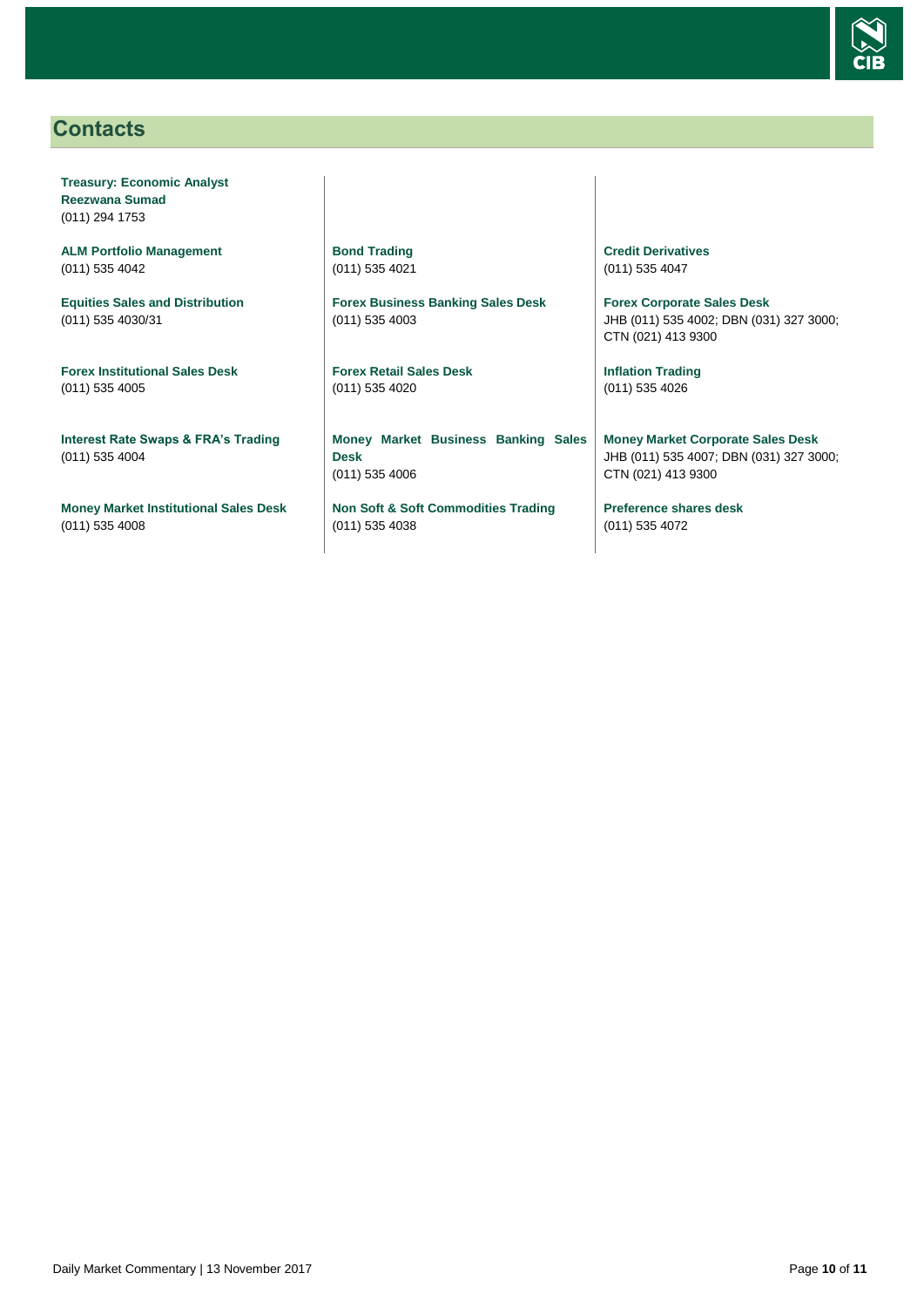## Contacts

**Treasury: Economic Analyst**
**Reezwana Sumad**
(011) 294 1753

**ALM Portfolio Management**
(011) 535 4042

**Equities Sales and Distribution**
(011) 535 4030/31

**Forex Institutional Sales Desk**
(011) 535 4005

**Interest Rate Swaps & FRA's Trading**
(011) 535 4004

**Money Market Institutional Sales Desk**
(011) 535 4008

**Bond Trading**
(011) 535 4021

**Forex Business Banking Sales Desk**
(011) 535 4003

**Forex Retail Sales Desk**
(011) 535 4020

**Money Market Business Banking Sales Desk**
(011) 535 4006

**Non Soft & Soft Commodities Trading**
(011) 535 4038

**Credit Derivatives**
(011) 535 4047

**Forex Corporate Sales Desk**
JHB (011) 535 4002; DBN (031) 327 3000; CTN (021) 413 9300

**Inflation Trading**
(011) 535 4026

**Money Market Corporate Sales Desk**
JHB (011) 535 4007; DBN (031) 327 3000; CTN (021) 413 9300

**Preference shares desk**
(011) 535 4072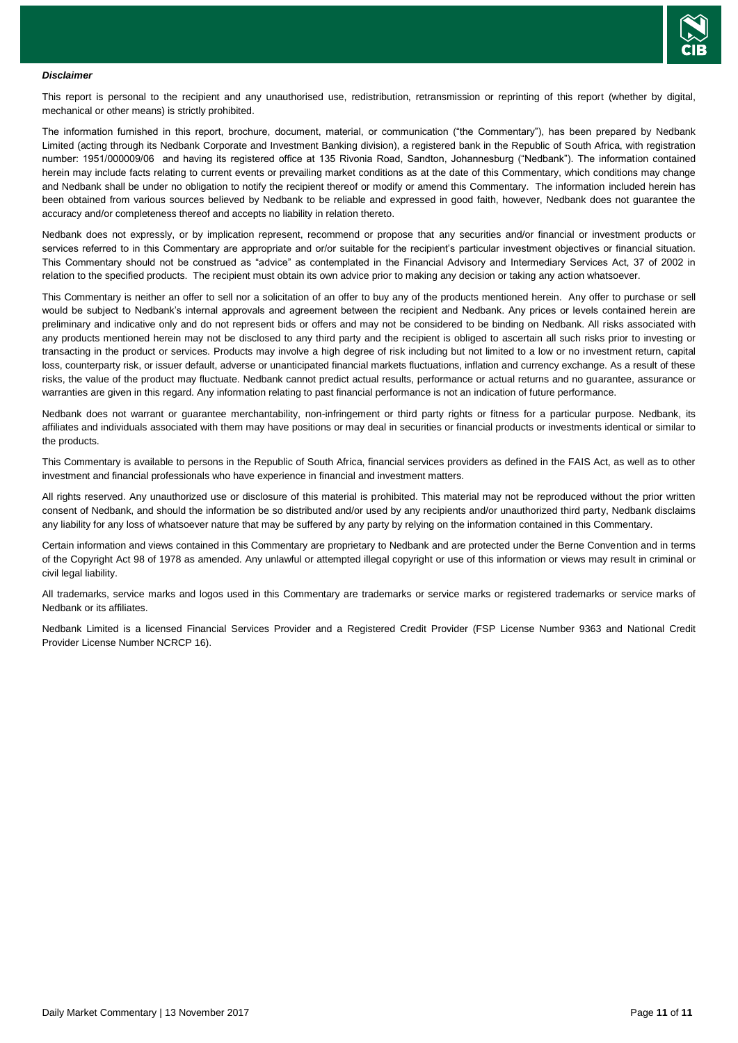***Disclaimer***

This report is personal to the recipient and any unauthorised use, redistribution, retransmission or reprinting of this report (whether by digital, mechanical or other means) is strictly prohibited.

The information furnished in this report, brochure, document, material, or communication ("the Commentary"), has been prepared by Nedbank Limited (acting through its Nedbank Corporate and Investment Banking division), a registered bank in the Republic of South Africa, with registration number: 1951/000009/06 and having its registered office at 135 Rivonia Road, Sandton, Johannesburg ("Nedbank"). The information contained herein may include facts relating to current events or prevailing market conditions as at the date of this Commentary, which conditions may change and Nedbank shall be under no obligation to notify the recipient thereof or modify or amend this Commentary. The information included herein has been obtained from various sources believed by Nedbank to be reliable and expressed in good faith, however, Nedbank does not guarantee the accuracy and/or completeness thereof and accepts no liability in relation thereto.

Nedbank does not expressly, or by implication represent, recommend or propose that any securities and/or financial or investment products or services referred to in this Commentary are appropriate and or/or suitable for the recipient's particular investment objectives or financial situation. This Commentary should not be construed as "advice" as contemplated in the Financial Advisory and Intermediary Services Act, 37 of 2002 in relation to the specified products. The recipient must obtain its own advice prior to making any decision or taking any action whatsoever.

This Commentary is neither an offer to sell nor a solicitation of an offer to buy any of the products mentioned herein. Any offer to purchase or sell would be subject to Nedbank's internal approvals and agreement between the recipient and Nedbank. Any prices or levels contained herein are preliminary and indicative only and do not represent bids or offers and may not be considered to be binding on Nedbank. All risks associated with any products mentioned herein may not be disclosed to any third party and the recipient is obliged to ascertain all such risks prior to investing or transacting in the product or services. Products may involve a high degree of risk including but not limited to a low or no investment return, capital loss, counterparty risk, or issuer default, adverse or unanticipated financial markets fluctuations, inflation and currency exchange. As a result of these risks, the value of the product may fluctuate. Nedbank cannot predict actual results, performance or actual returns and no guarantee, assurance or warranties are given in this regard. Any information relating to past financial performance is not an indication of future performance.

Nedbank does not warrant or guarantee merchantability, non-infringement or third party rights or fitness for a particular purpose. Nedbank, its affiliates and individuals associated with them may have positions or may deal in securities or financial products or investments identical or similar to the products.

This Commentary is available to persons in the Republic of South Africa, financial services providers as defined in the FAIS Act, as well as to other investment and financial professionals who have experience in financial and investment matters.

All rights reserved. Any unauthorized use or disclosure of this material is prohibited. This material may not be reproduced without the prior written consent of Nedbank, and should the information be so distributed and/or used by any recipients and/or unauthorized third party, Nedbank disclaims any liability for any loss of whatsoever nature that may be suffered by any party by relying on the information contained in this Commentary.

Certain information and views contained in this Commentary are proprietary to Nedbank and are protected under the Berne Convention and in terms of the Copyright Act 98 of 1978 as amended. Any unlawful or attempted illegal copyright or use of this information or views may result in criminal or civil legal liability.

All trademarks, service marks and logos used in this Commentary are trademarks or service marks or registered trademarks or service marks of Nedbank or its affiliates.

Nedbank Limited is a licensed Financial Services Provider and a Registered Credit Provider (FSP License Number 9363 and National Credit Provider License Number NCRCP 16).